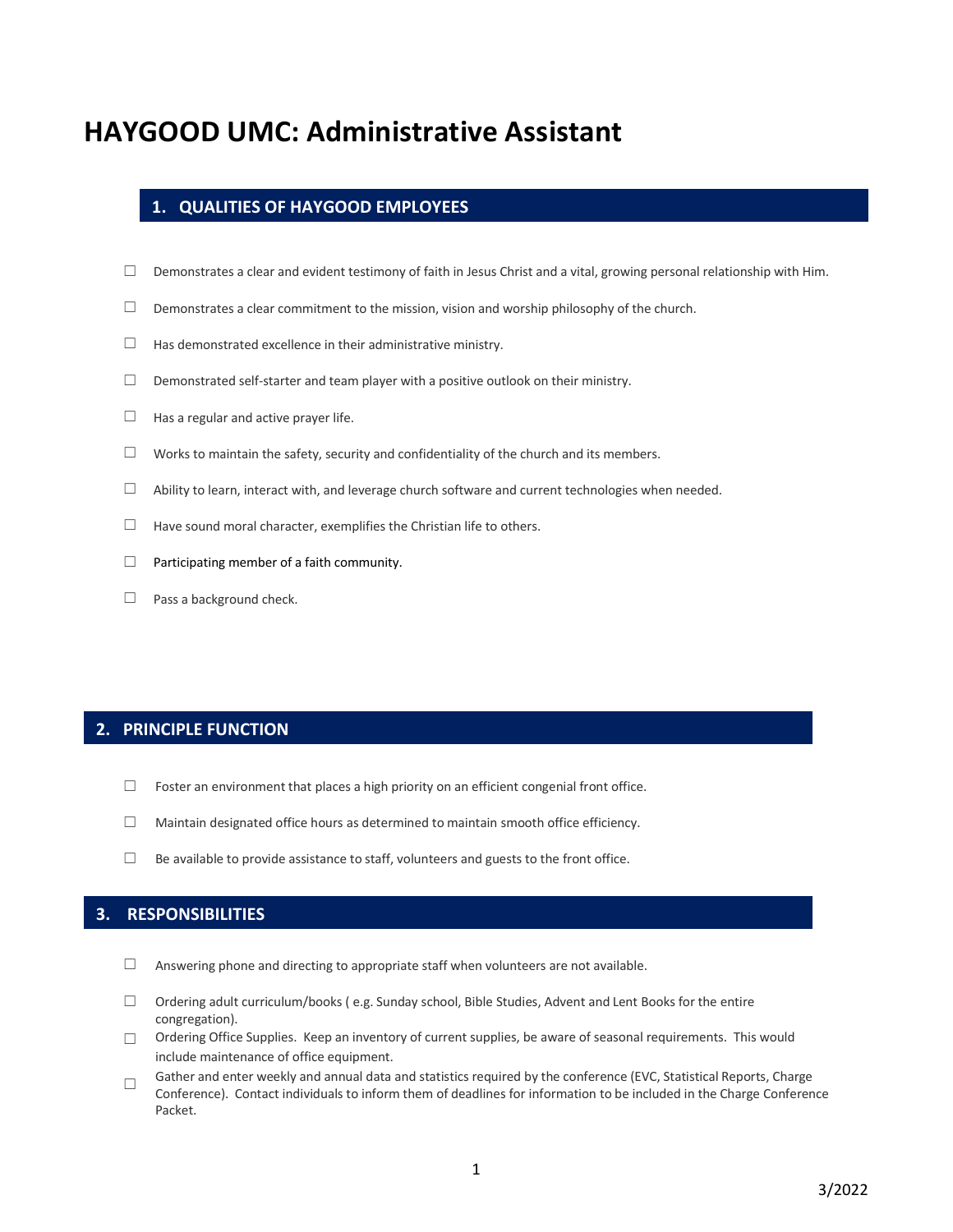# HAYGOOD UMC: Administrative Assistant

## 1. QUALITIES OF HAYGOOD EMPLOYEES

- ☐ Demonstrates a clear and evident testimony of faith in Jesus Christ and a vital, growing personal relationship with Him.
- ☐ Demonstrates a clear commitment to the mission, vision and worship philosophy of the church.
- ☐ Has demonstrated excellence in their administrative ministry.
- ☐ Demonstrated self-starter and team player with a positive outlook on their ministry.
- ☐ Has a regular and active prayer life.
- ☐ Works to maintain the safety, security and confidentiality of the church and its members.
- ☐ Ability to learn, interact with, and leverage church software and current technologies when needed.
- ☐ Have sound moral character, exemplifies the Christian life to others.
- ☐ Participating member of a faith community.
- ☐ Pass a background check.

## 2. PRINCIPLE FUNCTION

- ☐ Foster an environment that places a high priority on an efficient congenial front office.
- ☐ Maintain designated office hours as determined to maintain smooth office efficiency.
- ☐ Be available to provide assistance to staff, volunteers and guests to the front office.

## 3. RESPONSIBILITIES

- ☐ Answering phone and directing to appropriate staff when volunteers are not available.
- ☐ Ordering adult curriculum/books ( e.g. Sunday school, Bible Studies, Advent and Lent Books for the entire congregation).
- ☐ Ordering Office Supplies. Keep an inventory of current supplies, be aware of seasonal requirements. This would include maintenance of office equipment.
- ☐ Gather and enter weekly and annual data and statistics required by the conference (EVC, Statistical Reports, Charge Conference). Contact individuals to inform them of deadlines for information to be included in the Charge Conference Packet.

3/2022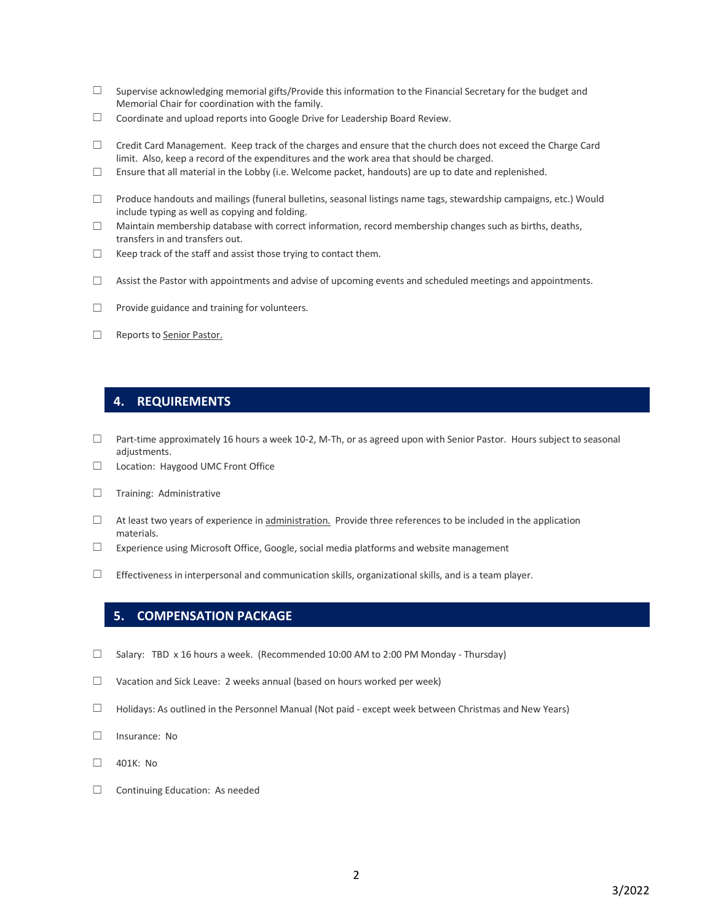- ☐ Supervise acknowledging memorial gifts/Provide this information to the Financial Secretary for the budget and Memorial Chair for coordination with the family.
- ☐ Coordinate and upload reports into Google Drive for Leadership Board Review.
- ☐ Credit Card Management. Keep track of the charges and ensure that the church does not exceed the Charge Card limit. Also, keep a record of the expenditures and the work area that should be charged.
- ☐ Ensure that all material in the Lobby (i.e. Welcome packet, handouts) are up to date and replenished.
- ☐ Produce handouts and mailings (funeral bulletins, seasonal listings name tags, stewardship campaigns, etc.) Would include typing as well as copying and folding.
- ☐ Maintain membership database with correct information, record membership changes such as births, deaths, transfers in and transfers out.
- ☐ Keep track of the staff and assist those trying to contact them.
- ☐ Assist the Pastor with appointments and advise of upcoming events and scheduled meetings and appointments.
- ☐ Provide guidance and training for volunteers.
- ☐ Reports to <u>Senior Pastor.</u>

## 4. REQUIREMENTS

- ☐ Part-time approximately 16 hours a week 10-2, M-Th, or as agreed upon with Senior Pastor. Hours subject to seasonal adjustments.
- ☐ Location: Haygood UMC Front Office
- ☐ Training: Administrative
- ☐ At least two years of experience in <u>administration.</u> Provide three references to be included in the application materials.
- ☐ Experience using Microsoft Office, Google, social media platforms and website management
- ☐ Effectiveness in interpersonal and communication skills, organizational skills, and is a team player.

## 5. COMPENSATION PACKAGE

- ☐ Salary: TBD x 16 hours a week. (Recommended 10:00 AM to 2:00 PM Monday - Thursday)
- ☐ Vacation and Sick Leave: 2 weeks annual (based on hours worked per week)
- ☐ Holidays: As outlined in the Personnel Manual (Not paid - except week between Christmas and New Years)
- ☐ Insurance: No
- ☐ 401K: No
- ☐ Continuing Education: As needed

3/2022